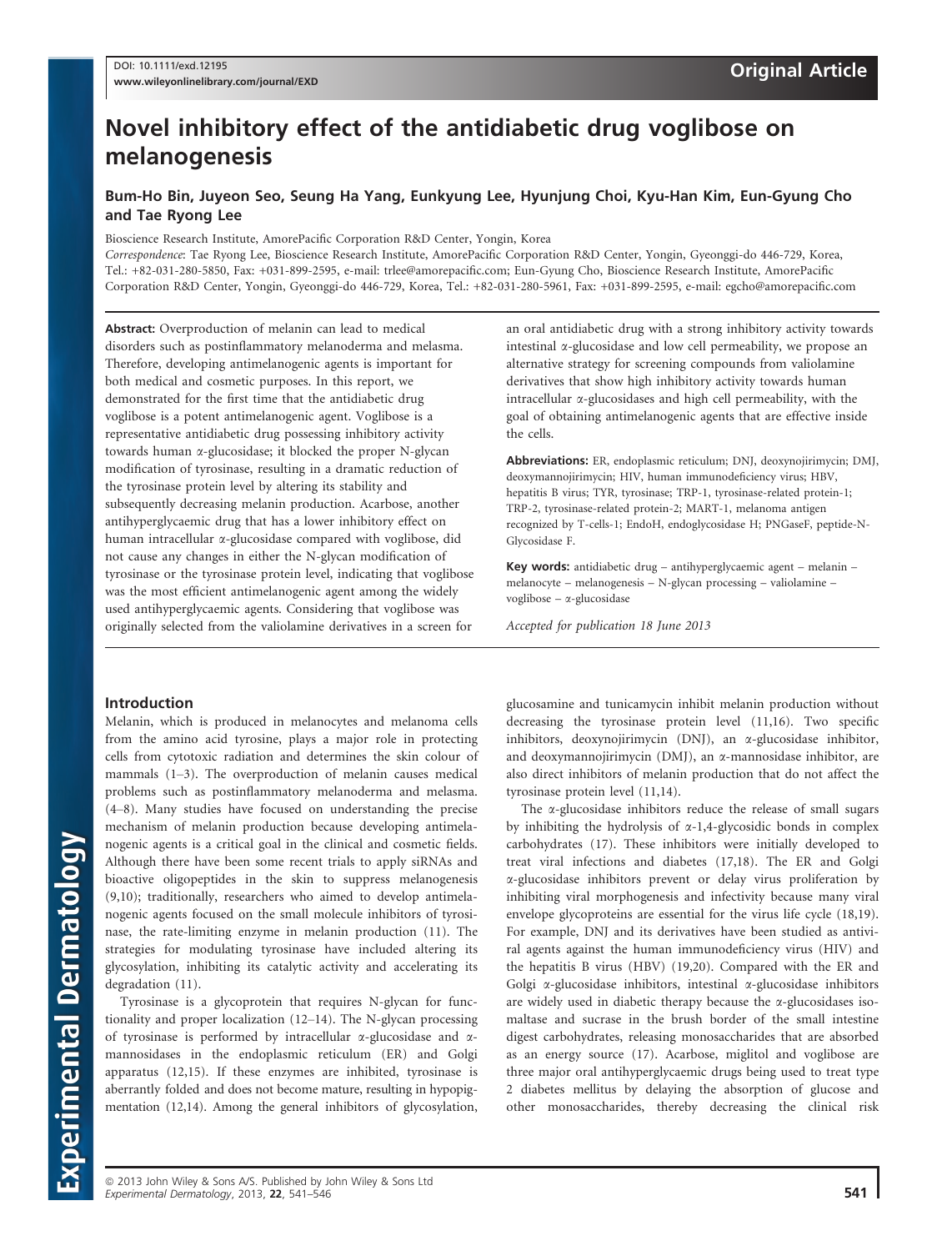Original Article

# Novel inhibitory effect of the antidiabetic drug voglibose on melanogenesis

**Bum-Ho Bin, Juyeon Seo, Seung Ha Yang, Eunkyung Lee, Hyunjung Choi, Kyu-Han Kim, Eun-Gyung Cho and Tae Ryong Lee**

Bioscience Research Institute, AmorePacific Corporation R&D Center, Yongin, Korea

*Correspondence*: Tae Ryong Lee, Bioscience Research Institute, AmorePacific Corporation R&D Center, Yongin, Gyeonggi-do 446-729, Korea, Tel.: +82-031-280-5850, Fax: +031-899-2595, e-mail: trlee@amorepacific.com; Eun-Gyung Cho, Bioscience Research Institute, AmorePacific Corporation R&D Center, Yongin, Gyeonggi-do 446-729, Korea, Tel.: +82-031-280-5961, Fax: +031-899-2595, e-mail: egcho@amorepacific.com

**Abstract:** Overproduction of melanin can lead to medical disorders such as postinflammatory melanoderma and melasma. Therefore, developing antimelanogenic agents is important for both medical and cosmetic purposes. In this report, we demonstrated for the first time that the antidiabetic drug voglibose is a potent antimelanogenic agent. Voglibose is a representative antidiabetic drug possessing inhibitory activity towards human α-glucosidase; it blocked the proper N-glycan modification of tyrosinase, resulting in a dramatic reduction of the tyrosinase protein level by altering its stability and subsequently decreasing melanin production. Acarbose, another antihyperglycaemic drug that has a lower inhibitory effect on human intracellular α-glucosidase compared with voglibose, did not cause any changes in either the N-glycan modification of tyrosinase or the tyrosinase protein level, indicating that voglibose was the most efficient antimelanogenic agent among the widely used antihyperglycaemic agents. Considering that voglibose was originally selected from the valiolamine derivatives in a screen for an oral antidiabetic drug with a strong inhibitory activity towards intestinal α-glucosidase and low cell permeability, we propose an alternative strategy for screening compounds from valiolamine derivatives that show high inhibitory activity towards human intracellular α-glucosidases and high cell permeability, with the goal of obtaining antimelanogenic agents that are effective inside the cells.

**Abbreviations:** ER, endoplasmic reticulum; DNJ, deoxynojirimycin; DMJ, deoxymannojirimycin; HIV, human immunodeficiency virus; HBV, hepatitis B virus; TYR, tyrosinase; TRP-1, tyrosinase-related protein-1; TRP-2, tyrosinase-related protein-2; MART-1, melanoma antigen recognized by T-cells-1; EndoH, endoglycosidase H; PNGaseF, peptide-N-Glycosidase F.

**Key words:** antidiabetic drug – antihyperglycaemic agent – melanin – melanocyte – melanogenesis – N-glycan processing – valiolamine – voglibose – α-glucosidase

*Accepted for publication 18 June 2013*

## Introduction

Melanin, which is produced in melanocytes and melanoma cells from the amino acid tyrosine, plays a major role in protecting cells from cytotoxic radiation and determines the skin colour of mammals (1–3). The overproduction of melanin causes medical problems such as postinflammatory melanoderma and melasma. (4–8). Many studies have focused on understanding the precise mechanism of melanin production because developing antimelanogenic agents is a critical goal in the clinical and cosmetic fields. Although there have been some recent trials to apply siRNAs and bioactive oligopeptides in the skin to suppress melanogenesis (9,10); traditionally, researchers who aimed to develop antimelanogenic agents focused on the small molecule inhibitors of tyrosinase, the rate-limiting enzyme in melanin production (11). The strategies for modulating tyrosinase have included altering its glycosylation, inhibiting its catalytic activity and accelerating its degradation (11).

Tyrosinase is a glycoprotein that requires N-glycan for functionality and proper localization (12–14). The N-glycan processing of tyrosinase is performed by intracellular α-glucosidase and α-mannosidases in the endoplasmic reticulum (ER) and Golgi apparatus (12,15). If these enzymes are inhibited, tyrosinase is aberrantly folded and does not become mature, resulting in hypopigmentation (12,14). Among the general inhibitors of glycosylation, glucosamine and tunicamycin inhibit melanin production without decreasing the tyrosinase protein level (11,16). Two specific inhibitors, deoxynojirimycin (DNJ), an α-glucosidase inhibitor, and deoxymannojirimycin (DMJ), an α-mannosidase inhibitor, are also direct inhibitors of melanin production that do not affect the tyrosinase protein level (11,14).

The α-glucosidase inhibitors reduce the release of small sugars by inhibiting the hydrolysis of α-1,4-glycosidic bonds in complex carbohydrates (17). These inhibitors were initially developed to treat viral infections and diabetes (17,18). The ER and Golgi α-glucosidase inhibitors prevent or delay virus proliferation by inhibiting viral morphogenesis and infectivity because many viral envelope glycoproteins are essential for the virus life cycle (18,19). For example, DNJ and its derivatives have been studied as antiviral agents against the human immunodeficiency virus (HIV) and the hepatitis B virus (HBV) (19,20). Compared with the ER and Golgi α-glucosidase inhibitors, intestinal α-glucosidase inhibitors are widely used in diabetic therapy because the α-glucosidases isomaltase and sucrase in the brush border of the small intestine digest carbohydrates, releasing monosaccharides that are absorbed as an energy source (17). Acarbose, miglitol and voglibose are three major oral antihyperglycaemic drugs being used to treat type 2 diabetes mellitus by delaying the absorption of glucose and other monosaccharides, thereby decreasing the clinical risk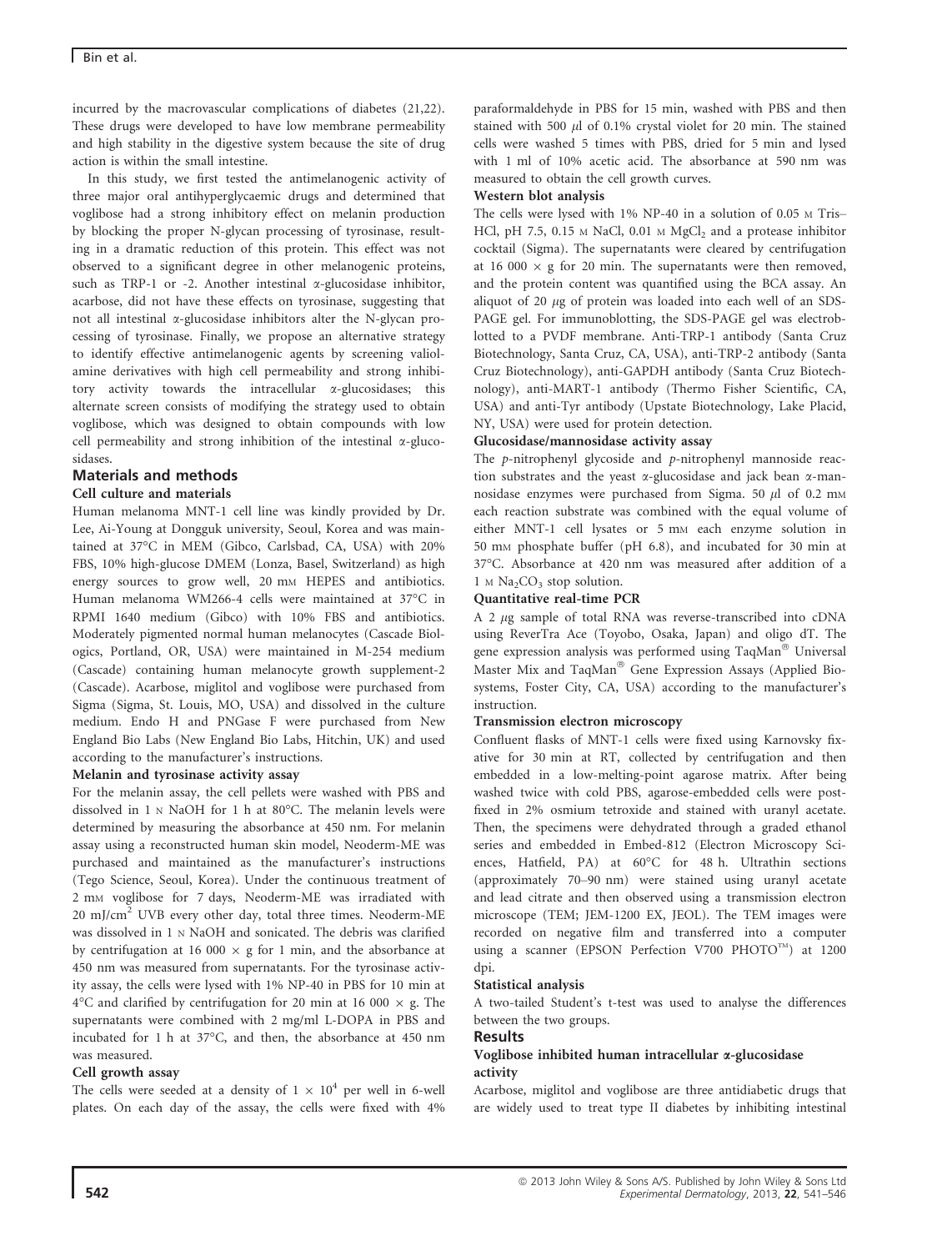incurred by the macrovascular complications of diabetes (21,22). These drugs were developed to have low membrane permeability and high stability in the digestive system because the site of drug action is within the small intestine.

In this study, we first tested the antimelanogenic activity of three major oral antihyperglycaemic drugs and determined that voglibose had a strong inhibitory effect on melanin production by blocking the proper N-glycan processing of tyrosinase, resulting in a dramatic reduction of this protein. This effect was not observed to a significant degree in other melanogenic proteins, such as TRP-1 or -2. Another intestinal α-glucosidase inhibitor, acarbose, did not have these effects on tyrosinase, suggesting that not all intestinal α-glucosidase inhibitors alter the N-glycan processing of tyrosinase. Finally, we propose an alternative strategy to identify effective antimelanogenic agents by screening valiolamine derivatives with high cell permeability and strong inhibitory activity towards the intracellular α-glucosidases; this alternate screen consists of modifying the strategy used to obtain voglibose, which was designed to obtain compounds with low cell permeability and strong inhibition of the intestinal α-glucosidases.

## Materials and methods

### Cell culture and materials

Human melanoma MNT-1 cell line was kindly provided by Dr. Lee, Ai-Young at Dongguk university, Seoul, Korea and was maintained at 37°C in MEM (Gibco, Carlsbad, CA, USA) with 20% FBS, 10% high-glucose DMEM (Lonza, Basel, Switzerland) as high energy sources to grow well, 20 mM HEPES and antibiotics. Human melanoma WM266-4 cells were maintained at 37°C in RPMI 1640 medium (Gibco) with 10% FBS and antibiotics. Moderately pigmented normal human melanocytes (Cascade Biologics, Portland, OR, USA) were maintained in M-254 medium (Cascade) containing human melanocyte growth supplement-2 (Cascade). Acarbose, miglitol and voglibose were purchased from Sigma (Sigma, St. Louis, MO, USA) and dissolved in the culture medium. Endo H and PNGase F were purchased from New England Bio Labs (New England Bio Labs, Hitchin, UK) and used according to the manufacturer's instructions.

### Melanin and tyrosinase activity assay

For the melanin assay, the cell pellets were washed with PBS and dissolved in 1 N NaOH for 1 h at 80°C. The melanin levels were determined by measuring the absorbance at 450 nm. For melanin assay using a reconstructed human skin model, Neoderm-ME was purchased and maintained as the manufacturer's instructions (Tego Science, Seoul, Korea). Under the continuous treatment of 2 mM voglibose for 7 days, Neoderm-ME was irradiated with 20 mJ/cm$^2$ UVB every other day, total three times. Neoderm-ME was dissolved in 1 N NaOH and sonicated. The debris was clarified by centrifugation at 16 000 × g for 1 min, and the absorbance at 450 nm was measured from supernatants. For the tyrosinase activity assay, the cells were lysed with 1% NP-40 in PBS for 10 min at 4°C and clarified by centrifugation for 20 min at 16 000 × g. The supernatants were combined with 2 mg/ml L-DOPA in PBS and incubated for 1 h at 37°C, and then, the absorbance at 450 nm was measured.

### Cell growth assay

The cells were seeded at a density of $1 \times 10^4$ per well in 6-well plates. On each day of the assay, the cells were fixed with 4% paraformaldehyde in PBS for 15 min, washed with PBS and then stained with 500 μl of 0.1% crystal violet for 20 min. The stained cells were washed 5 times with PBS, dried for 5 min and lysed with 1 ml of 10% acetic acid. The absorbance at 590 nm was measured to obtain the cell growth curves.

### Western blot analysis

The cells were lysed with 1% NP-40 in a solution of 0.05 M Tris–HCl, pH 7.5, 0.15 M NaCl, 0.01 M $MgCl_2$ and a protease inhibitor cocktail (Sigma). The supernatants were cleared by centrifugation at 16 000 × g for 20 min. The supernatants were then removed, and the protein content was quantified using the BCA assay. An aliquot of 20 μg of protein was loaded into each well of an SDS-PAGE gel. For immunoblotting, the SDS-PAGE gel was electroblotted to a PVDF membrane. Anti-TRP-1 antibody (Santa Cruz Biotechnology, Santa Cruz, CA, USA), anti-TRP-2 antibody (Santa Cruz Biotechnology), anti-GAPDH antibody (Santa Cruz Biotechnology), anti-MART-1 antibody (Thermo Fisher Scientific, CA, USA) and anti-Tyr antibody (Upstate Biotechnology, Lake Placid, NY, USA) were used for protein detection.

### Glucosidase/mannosidase activity assay

The *p*-nitrophenyl glycoside and *p*-nitrophenyl mannoside reaction substrates and the yeast α-glucosidase and jack bean α-mannosidase enzymes were purchased from Sigma. 50 μl of 0.2 mM each reaction substrate was combined with the equal volume of either MNT-1 cell lysates or 5 mM each enzyme solution in 50 mM phosphate buffer (pH 6.8), and incubated for 30 min at 37°C. Absorbance at 420 nm was measured after addition of a 1 M $Na_2CO_3$ stop solution.

### Quantitative real-time PCR

A 2 μg sample of total RNA was reverse-transcribed into cDNA using ReverTra Ace (Toyobo, Osaka, Japan) and oligo dT. The gene expression analysis was performed using TaqMan® Universal Master Mix and TaqMan® Gene Expression Assays (Applied Biosystems, Foster City, CA, USA) according to the manufacturer's instruction.

### Transmission electron microscopy

Confluent flasks of MNT-1 cells were fixed using Karnovsky fixative for 30 min at RT, collected by centrifugation and then embedded in a low-melting-point agarose matrix. After being washed twice with cold PBS, agarose-embedded cells were post-fixed in 2% osmium tetroxide and stained with uranyl acetate. Then, the specimens were dehydrated through a graded ethanol series and embedded in Embed-812 (Electron Microscopy Sciences, Hatfield, PA) at 60°C for 48 h. Ultrathin sections (approximately 70–90 nm) were stained using uranyl acetate and lead citrate and then observed using a transmission electron microscope (TEM; JEM-1200 EX, JEOL). The TEM images were recorded on negative film and transferred into a computer using a scanner (EPSON Perfection V700 PHOTO™) at 1200 dpi.

### Statistical analysis

A two-tailed Student's t-test was used to analyse the differences between the two groups.

## Results

### Voglibose inhibited human intracellular α-glucosidase activity

Acarbose, miglitol and voglibose are three antidiabetic drugs that are widely used to treat type II diabetes by inhibiting intestinal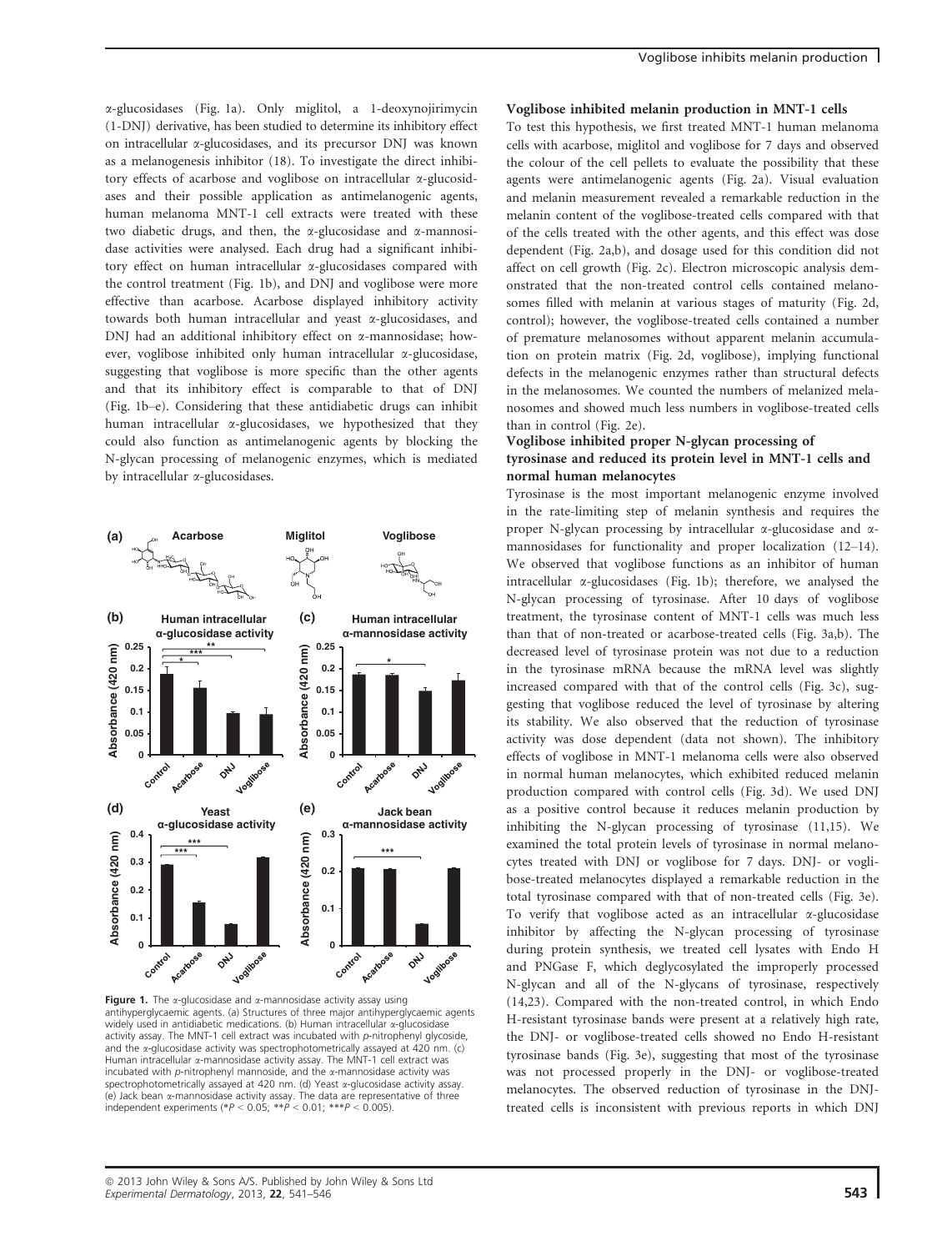α-glucosidases (Fig. 1a). Only miglitol, a 1-deoxynojirimycin (1-DNJ) derivative, has been studied to determine its inhibitory effect on intracellular α-glucosidases, and its precursor DNJ was known as a melanogenesis inhibitor (18). To investigate the direct inhibitory effects of acarbose and voglibose on intracellular α-glucosidases and their possible application as antimelanogenic agents, human melanoma MNT-1 cell extracts were treated with these two diabetic drugs, and then, the α-glucosidase and α-mannosidase activities were analysed. Each drug had a significant inhibitory effect on human intracellular α-glucosidases compared with the control treatment (Fig. 1b), and DNJ and voglibose were more effective than acarbose. Acarbose displayed inhibitory activity towards both human intracellular and yeast α-glucosidases, and DNJ had an additional inhibitory effect on α-mannosidase; however, voglibose inhibited only human intracellular α-glucosidase, suggesting that voglibose is more specific than the other agents and that its inhibitory effect is comparable to that of DNJ (Fig. 1b–e). Considering that these antidiabetic drugs can inhibit human intracellular α-glucosidases, we hypothesized that they could also function as antimelanogenic agents by blocking the N-glycan processing of melanogenic enzymes, which is mediated by intracellular α-glucosidases.

**Figure 1.** The α-glucosidase and α-mannosidase activity assay using antihyperglycaemic agents. (a) Structures of three major antihyperglycaemic agents widely used in antidiabetic medications. (b) Human intracellular α-glucosidase activity assay. The MNT-1 cell extract was incubated with *p*-nitrophenyl glycoside, and the α-glucosidase activity was spectrophotometrically assayed at 420 nm. (c) Human intracellular α-mannosidase activity assay. The MNT-1 cell extract was incubated with *p*-nitrophenyl mannoside, and the α-mannosidase activity was spectrophotometrically assayed at 420 nm. (d) Yeast α-glucosidase activity assay. (e) Jack bean α-mannosidase activity assay. The data are representative of three independent experiments (*$P < 0.05$; **$P < 0.01$; ***$P < 0.005$).

#### Voglibose inhibited melanin production in MNT-1 cells

To test this hypothesis, we first treated MNT-1 human melanoma cells with acarbose, miglitol and voglibose for 7 days and observed the colour of the cell pellets to evaluate the possibility that these agents were antimelanogenic agents (Fig. 2a). Visual evaluation and melanin measurement revealed a remarkable reduction in the melanin content of the voglibose-treated cells compared with that of the cells treated with the other agents, and this effect was dose dependent (Fig. 2a,b), and dosage used for this condition did not affect on cell growth (Fig. 2c). Electron microscopic analysis demonstrated that the non-treated control cells contained melanosomes filled with melanin at various stages of maturity (Fig. 2d, control); however, the voglibose-treated cells contained a number of premature melanosomes without apparent melanin accumulation on protein matrix (Fig. 2d, voglibose), implying functional defects in the melanogenic enzymes rather than structural defects in the melanosomes. We counted the numbers of melanized melanosomes and showed much less numbers in voglibose-treated cells than in control (Fig. 2e).

#### Voglibose inhibited proper N-glycan processing of tyrosinase and reduced its protein level in MNT-1 cells and normal human melanocytes

Tyrosinase is the most important melanogenic enzyme involved in the rate-limiting step of melanin synthesis and requires the proper N-glycan processing by intracellular α-glucosidase and α-mannosidases for functionality and proper localization (12–14). We observed that voglibose functions as an inhibitor of human intracellular α-glucosidases (Fig. 1b); therefore, we analysed the N-glycan processing of tyrosinase. After 10 days of voglibose treatment, the tyrosinase content of MNT-1 cells was much less than that of non-treated or acarbose-treated cells (Fig. 3a,b). The decreased level of tyrosinase protein was not due to a reduction in the tyrosinase mRNA because the mRNA level was slightly increased compared with that of the control cells (Fig. 3c), suggesting that voglibose reduced the level of tyrosinase by altering its stability. We also observed that the reduction of tyrosinase activity was dose dependent (data not shown). The inhibitory effects of voglibose in MNT-1 melanoma cells were also observed in normal human melanocytes, which exhibited reduced melanin production compared with control cells (Fig. 3d). We used DNJ as a positive control because it reduces melanin production by inhibiting the N-glycan processing of tyrosinase (11,15). We examined the total protein levels of tyrosinase in normal melanocytes treated with DNJ or voglibose for 7 days. DNJ- or voglibose-treated melanocytes displayed a remarkable reduction in the total tyrosinase compared with that of non-treated cells (Fig. 3e). To verify that voglibose acted as an intracellular α-glucosidase inhibitor by affecting the N-glycan processing of tyrosinase during protein synthesis, we treated cell lysates with Endo H and PNGase F, which deglycosylated the improperly processed N-glycan and all of the N-glycans of tyrosinase, respectively (14,23). Compared with the non-treated control, in which Endo H-resistant tyrosinase bands were present at a relatively high rate, the DNJ- or voglibose-treated cells showed no Endo H-resistant tyrosinase bands (Fig. 3e), suggesting that most of the tyrosinase was not processed properly in the DNJ- or voglibose-treated melanocytes. The observed reduction of tyrosinase in the DNJ-treated cells is inconsistent with previous reports in which DNJ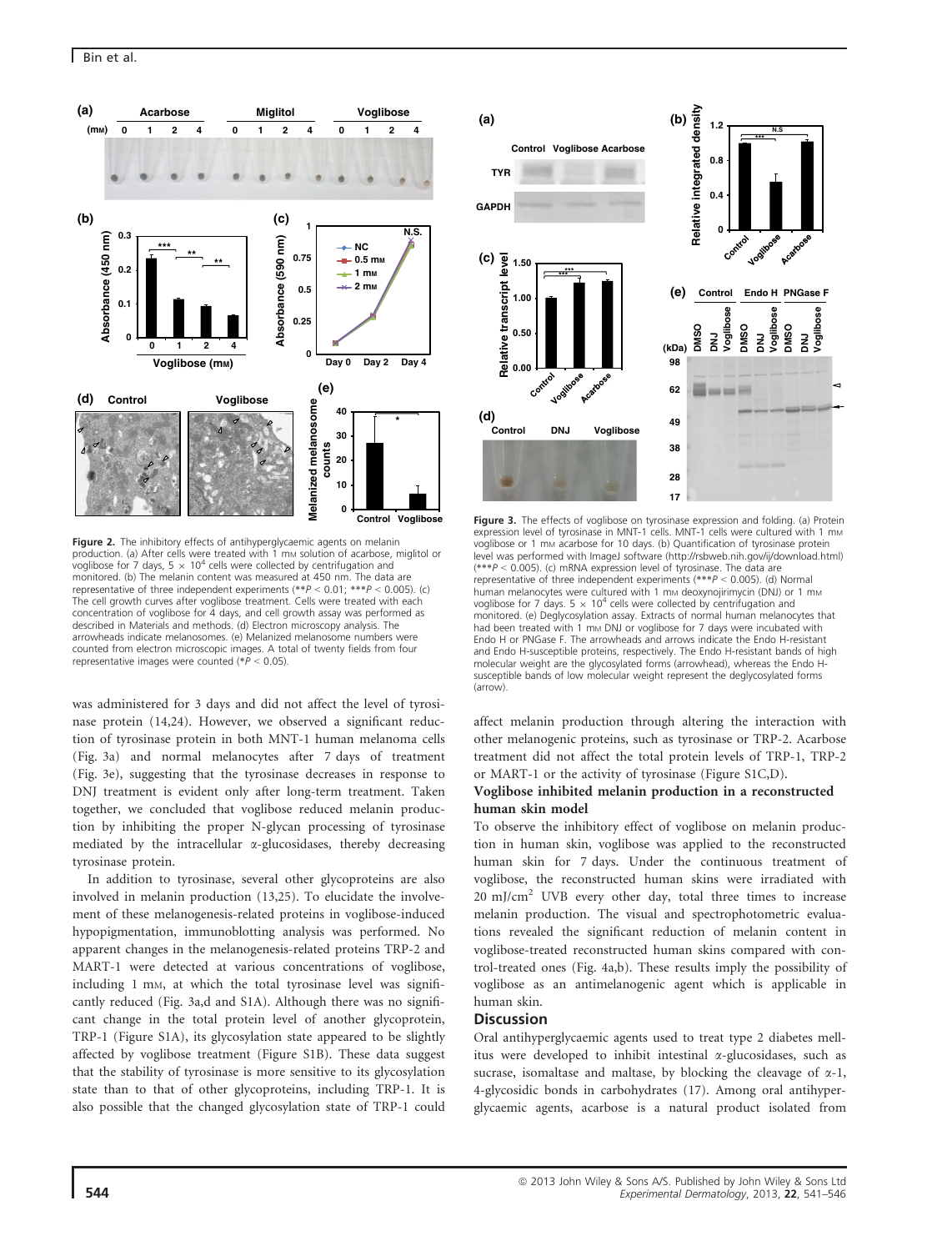Figure 2. The inhibitory effects of antihyperglycaemic agents on melanin production. (a) After cells were treated with 1 mM solution of acarbose, miglitol or voglibose for 7 days, $5 \times 10^4$ cells were collected by centrifugation and monitored. (b) The melanin content was measured at 450 nm. The data are representative of three independent experiments (\*\*$P < 0.01$; \*\*\*$P < 0.005$). (c) The cell growth curves after voglibose treatment. Cells were treated with each concentration of voglibose for 4 days, and cell growth assay was performed as described in Materials and methods. (d) Electron microscopy analysis. The arrowheads indicate melanosomes. (e) Melanized melanosome numbers were counted from electron microscopic images. A total of twenty fields from four representative images were counted (\*$P < 0.05$).

Figure 3. The effects of voglibose on tyrosinase expression and folding. (a) Protein expression level of tyrosinase in MNT-1 cells. MNT-1 cells were cultured with 1 mM voglibose or 1 mM acarbose for 10 days. (b) Quantification of tyrosinase protein level was performed with ImageJ software (http://rsbweb.nih.gov/ij/download.html) (\*\*\*$P < 0.005$). (c) mRNA expression level of tyrosinase. The data are representative of three independent experiments (\*\*\*$P < 0.005$). (d) Normal human melanocytes were cultured with 1 mM deoxynojirimycin (DNJ) or 1 mM voglibose for 7 days. $5 \times 10^4$ cells were collected by centrifugation and monitored. (e) Deglycosylation assay. Extracts of normal human melanocytes that had been treated with 1 mM DNJ or voglibose for 7 days were incubated with Endo H or PNGase F. The arrowheads and arrows indicate the Endo H-resistant and Endo H-susceptible proteins, respectively. The Endo H-resistant bands of high molecular weight are the glycosylated forms (arrowhead), whereas the Endo H-susceptible bands of low molecular weight represent the deglycosylated forms (arrow).

was administered for 3 days and did not affect the level of tyrosinase protein (14,24). However, we observed a significant reduction of tyrosinase protein in both MNT-1 human melanoma cells (Fig. 3a) and normal melanocytes after 7 days of treatment (Fig. 3e), suggesting that the tyrosinase decreases in response to DNJ treatment is evident only after long-term treatment. Taken together, we concluded that voglibose reduced melanin production by inhibiting the proper N-glycan processing of tyrosinase mediated by the intracellular α-glucosidases, thereby decreasing tyrosinase protein.

In addition to tyrosinase, several other glycoproteins are also involved in melanin production (13,25). To elucidate the involvement of these melanogenesis-related proteins in voglibose-induced hypopigmentation, immunoblotting analysis was performed. No apparent changes in the melanogenesis-related proteins TRP-2 and MART-1 were detected at various concentrations of voglibose, including 1 mM, at which the total tyrosinase level was significantly reduced (Fig. 3a,d and S1A). Although there was no significant change in the total protein level of another glycoprotein, TRP-1 (Figure S1A), its glycosylation state appeared to be slightly affected by voglibose treatment (Figure S1B). These data suggest that the stability of tyrosinase is more sensitive to its glycosylation state than to that of other glycoproteins, including TRP-1. It is also possible that the changed glycosylation state of TRP-1 could affect melanin production through altering the interaction with other melanogenic proteins, such as tyrosinase or TRP-2. Acarbose treatment did not affect the total protein levels of TRP-1, TRP-2 or MART-1 or the activity of tyrosinase (Figure S1C,D).

### Voglibose inhibited melanin production in a reconstructed human skin model

To observe the inhibitory effect of voglibose on melanin production in human skin, voglibose was applied to the reconstructed human skin for 7 days. Under the continuous treatment of voglibose, the reconstructed human skins were irradiated with 20 mJ/cm$^2$ UVB every other day, total three times to increase melanin production. The visual and spectrophotometric evaluations revealed the significant reduction of melanin content in voglibose-treated reconstructed human skins compared with control-treated ones (Fig. 4a,b). These results imply the possibility of voglibose as an antimelanogenic agent which is applicable in human skin.

## Discussion

Oral antihyperglycaemic agents used to treat type 2 diabetes mellitus were developed to inhibit intestinal α-glucosidases, such as sucrase, isomaltase and maltase, by blocking the cleavage of α-1, 4-glycosidic bonds in carbohydrates (17). Among oral antihyperglycaemic agents, acarbose is a natural product isolated from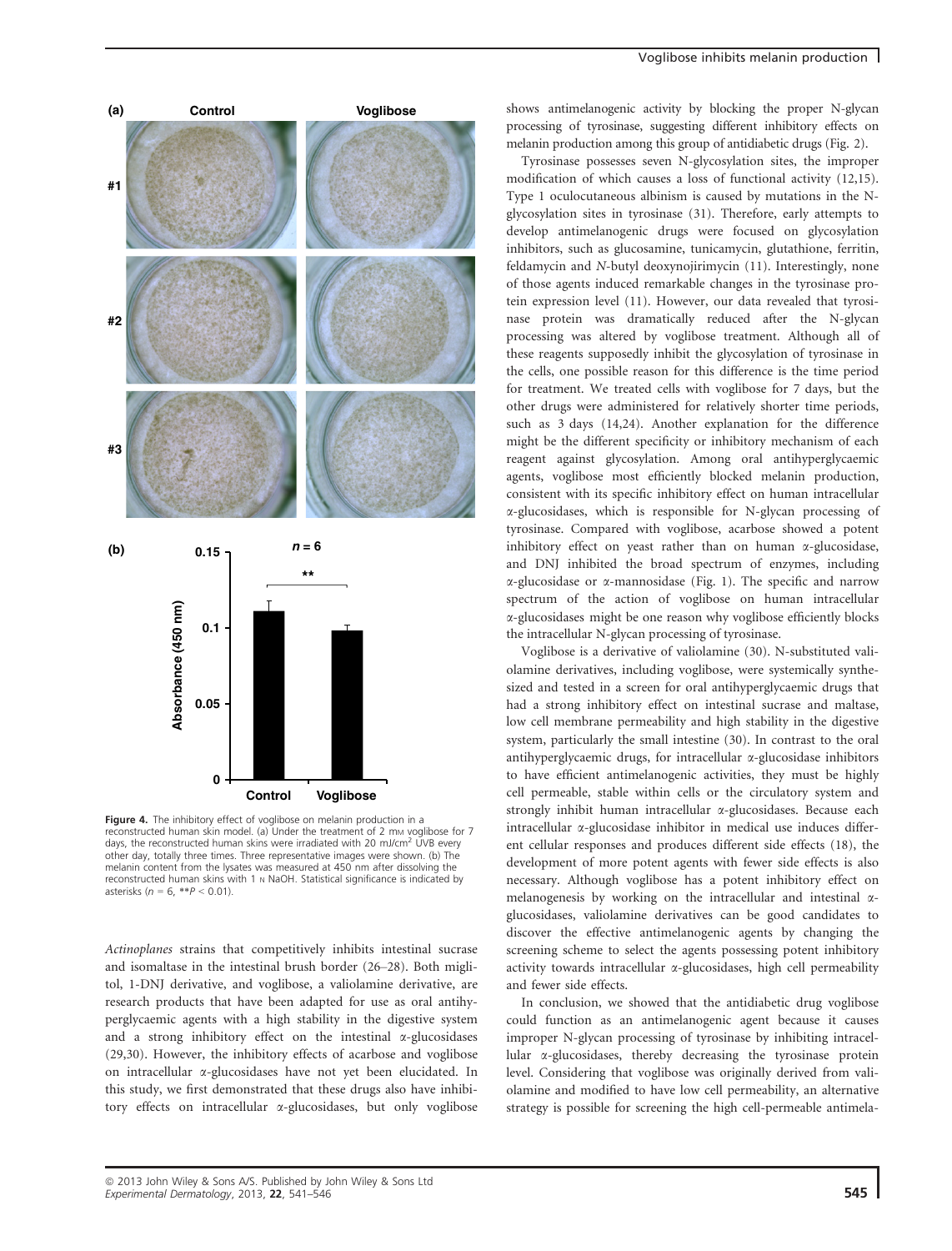Figure 4. The inhibitory effect of voglibose on melanin production in a reconstructed human skin model. (a) Under the treatment of 2 mM voglibose for 7 days, the reconstructed human skins were irradiated with 20 mJ/cm$^2$ UVB every other day, totally three times. Three representative images were shown. (b) The melanin content from the lysates was measured at 450 nm after dissolving the reconstructed human skins with 1 N NaOH. Statistical significance is indicated by asterisks ($n = 6$, ** $P < 0.01$).

*Actinoplanes* strains that competitively inhibits intestinal sucrase and isomaltase in the intestinal brush border (26–28). Both miglitol, 1-DNJ derivative, and voglibose, a valiolamine derivative, are research products that have been adapted for use as oral antihyperglycaemic agents with a high stability in the digestive system and a strong inhibitory effect on the intestinal α-glucosidases (29,30). However, the inhibitory effects of acarbose and voglibose on intracellular α-glucosidases have not yet been elucidated. In this study, we first demonstrated that these drugs also have inhibitory effects on intracellular α-glucosidases, but only voglibose shows antimelanogenic activity by blocking the proper N-glycan processing of tyrosinase, suggesting different inhibitory effects on melanin production among this group of antidiabetic drugs (Fig. 2).

Tyrosinase possesses seven N-glycosylation sites, the improper modification of which causes a loss of functional activity (12,15). Type 1 oculocutaneous albinism is caused by mutations in the N-glycosylation sites in tyrosinase (31). Therefore, early attempts to develop antimelanogenic drugs were focused on glycosylation inhibitors, such as glucosamine, tunicamycin, glutathione, ferritin, feldamycin and *N*-butyl deoxynojirimycin (11). Interestingly, none of those agents induced remarkable changes in the tyrosinase protein expression level (11). However, our data revealed that tyrosinase protein was dramatically reduced after the N-glycan processing was altered by voglibose treatment. Although all of these reagents supposedly inhibit the glycosylation of tyrosinase in the cells, one possible reason for this difference is the time period for treatment. We treated cells with voglibose for 7 days, but the other drugs were administered for relatively shorter time periods, such as 3 days (14,24). Another explanation for the difference might be the different specificity or inhibitory mechanism of each reagent against glycosylation. Among oral antihyperglycaemic agents, voglibose most efficiently blocked melanin production, consistent with its specific inhibitory effect on human intracellular α-glucosidases, which is responsible for N-glycan processing of tyrosinase. Compared with voglibose, acarbose showed a potent inhibitory effect on yeast rather than on human α-glucosidase, and DNJ inhibited the broad spectrum of enzymes, including α-glucosidase or α-mannosidase (Fig. 1). The specific and narrow spectrum of the action of voglibose on human intracellular α-glucosidases might be one reason why voglibose efficiently blocks the intracellular N-glycan processing of tyrosinase.

Voglibose is a derivative of valiolamine (30). N-substituted valiolamine derivatives, including voglibose, were systemically synthesized and tested in a screen for oral antihyperglycaemic drugs that had a strong inhibitory effect on intestinal sucrase and maltase, low cell membrane permeability and high stability in the digestive system, particularly the small intestine (30). In contrast to the oral antihyperglycaemic drugs, for intracellular α-glucosidase inhibitors to have efficient antimelanogenic activities, they must be highly cell permeable, stable within cells or the circulatory system and strongly inhibit human intracellular α-glucosidases. Because each intracellular α-glucosidase inhibitor in medical use induces different cellular responses and produces different side effects (18), the development of more potent agents with fewer side effects is also necessary. Although voglibose has a potent inhibitory effect on melanogenesis by working on the intracellular and intestinal α-glucosidases, valiolamine derivatives can be good candidates to discover the effective antimelanogenic agents by changing the screening scheme to select the agents possessing potent inhibitory activity towards intracellular α-glucosidases, high cell permeability and fewer side effects.

In conclusion, we showed that the antidiabetic drug voglibose could function as an antimelanogenic agent because it causes improper N-glycan processing of tyrosinase by inhibiting intracellular α-glucosidases, thereby decreasing the tyrosinase protein level. Considering that voglibose was originally derived from valiolamine and modified to have low cell permeability, an alternative strategy is possible for screening the high cell-permeable antimela-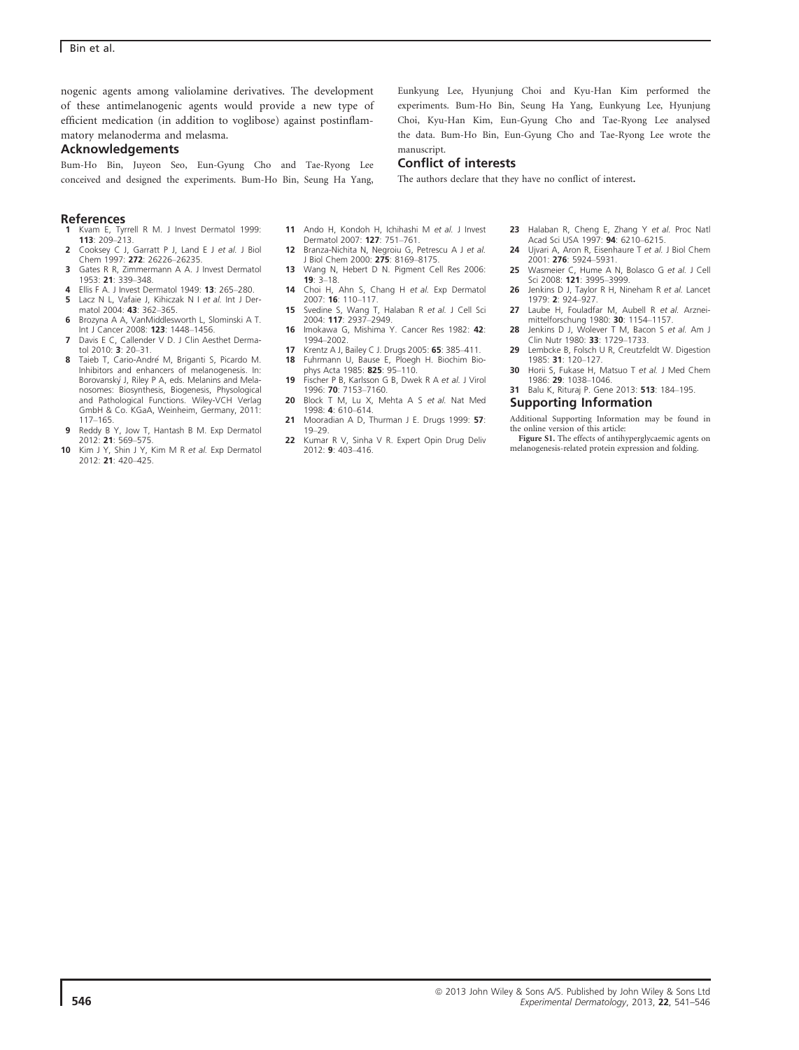nogenic agents among valiolamine derivatives. The development of these antimelanogenic agents would provide a new type of efficient medication (in addition to voglibose) against postinflammatory melanoderma and melasma.

## Acknowledgements

Bum-Ho Bin, Juyeon Seo, Eun-Gyung Cho and Tae-Ryong Lee conceived and designed the experiments. Bum-Ho Bin, Seung Ha Yang, Eunkyung Lee, Hyunjung Choi and Kyu-Han Kim performed the experiments. Bum-Ho Bin, Seung Ha Yang, Eunkyung Lee, Hyunjung Choi, Kyu-Han Kim, Eun-Gyung Cho and Tae-Ryong Lee analysed the data. Bum-Ho Bin, Eun-Gyung Cho and Tae-Ryong Lee wrote the manuscript.

## Conflict of interests

The authors declare that they have no conflict of interest.

## References

1. Kvam E, Tyrrell R M. J Invest Dermatol 1999: **113**: 209–213.
2. Cooksey C J, Garratt P J, Land E J *et al.* J Biol Chem 1997: **272**: 26226–26235.
3. Gates R R, Zimmermann A A. J Invest Dermatol 1953: **21**: 339–348.
4. Ellis F A. J Invest Dermatol 1949: **13**: 265–280.
5. Lacz N L, Vafaie J, Kihiczak N I *et al.* Int J Dermatol 2004: **43**: 362–365.
6. Brozyna A A, VanMiddlesworth L, Slominski A T. Int J Cancer 2008: **123**: 1448–1456.
7. Davis E C, Callender V D. J Clin Aesthet Dermatol 2010: **3**: 20–31.
8. Taieb T, Cario-André M, Briganti S, Picardo M. Inhibitors and enhancers of melanogenesis. In: Borovanský J, Riley P A, eds. Melanins and Melanosomes: Biosynthesis, Biogenesis, Physological and Pathological Functions. Wiley-VCH Verlag GmbH & Co. KGaA, Weinheim, Germany, 2011: 117–165.
9. Reddy B Y, Jow T, Hantash B M. Exp Dermatol 2012: **21**: 569–575.
10. Kim J Y, Shin J Y, Kim M R *et al.* Exp Dermatol 2012: **21**: 420–425.
11. Ando H, Kondoh H, Ichihashi M *et al.* J Invest Dermatol 2007: **127**: 751–761.
12. Branza-Nichita N, Negroiu G, Petrescu A J *et al.* J Biol Chem 2000: **275**: 8169–8175.
13. Wang N, Hebert D N. Pigment Cell Res 2006: **19**: 3–18.
14. Choi H, Ahn S, Chang H *et al.* Exp Dermatol 2007: **16**: 110–117.
15. Svedine S, Wang T, Halaban R *et al.* J Cell Sci 2004: **117**: 2937–2949.
16. Imokawa G, Mishima Y. Cancer Res 1982: **42**: 1994–2002.
17. Krentz A J, Bailey C J. Drugs 2005: **65**: 385–411.
18. Fuhrmann U, Bause E, Ploegh H. Biochim Biophys Acta 1985: **825**: 95–110.
19. Fischer P B, Karlsson G B, Dwek R A *et al.* J Virol 1996: **70**: 7153–7160.
20. Block T M, Lu X, Mehta A S *et al.* Nat Med 1998: **4**: 610–614.
21. Mooradian A D, Thurman J E. Drugs 1999: **57**: 19–29.
22. Kumar R V, Sinha V R. Expert Opin Drug Deliv 2012: **9**: 403–416.
23. Halaban R, Cheng E, Zhang Y *et al.* Proc Natl Acad Sci USA 1997: **94**: 6210–6215.
24. Ujvari A, Aron R, Eisenhaure T *et al.* J Biol Chem 2001: **276**: 5924–5931.
25. Wasmeier C, Hume A N, Bolasco G *et al.* J Cell Sci 2008: **121**: 3995–3999.
26. Jenkins D J, Taylor R H, Nineham R *et al.* Lancet 1979: **2**: 924–927.
27. Laube H, Fouladfar M, Aubell R *et al.* Arzneimittelforschung 1980: **30**: 1154–1157.
28. Jenkins D J, Wolever T M, Bacon S *et al.* Am J Clin Nutr 1980: **33**: 1729–1733.
29. Lembcke B, Folsch U R, Creutzfeldt W. Digestion 1985: **31**: 120–127.
30. Horii S, Fukase H, Matsuo T *et al.* J Med Chem 1986: **29**: 1038–1046.
31. Balu K, Rituraj P. Gene 2013: **513**: 184–195.

## Supporting Information

Additional Supporting Information may be found in the online version of this article:

**Figure S1.** The effects of antihyperglycaemic agents on melanogenesis-related protein expression and folding.